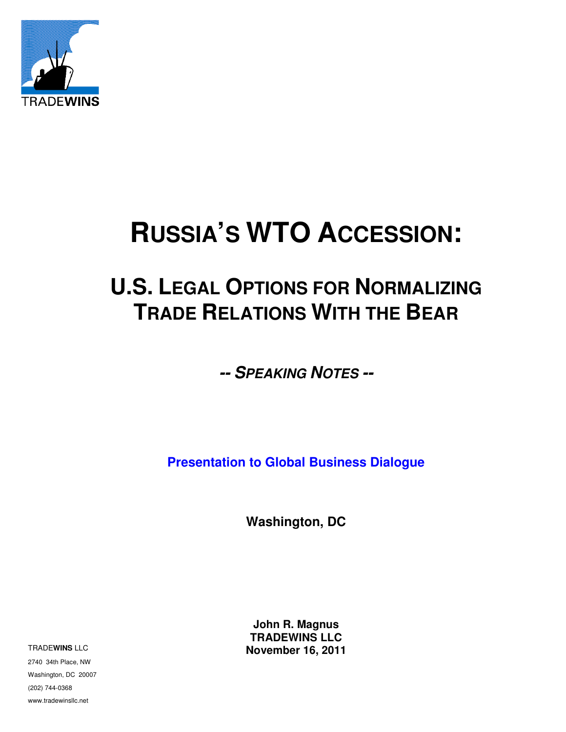TRADEWINS

# RUSSIA'S WTO ACCESSION:

## U.S. LEGAL OPTIONS FOR NORMALIZING TRADE RELATIONS WITH THE BEAR

***-- SPEAKING NOTES --***

**Presentation to Global Business Dialogue**

**Washington, DC**

**John R. Magnus**
**TRADEWINS LLC**
**November 16, 2011**

TRADE**WINS** LLC
2740 34th Place, NW
Washington, DC 20007
(202) 744-0368
www.tradewinsllc.net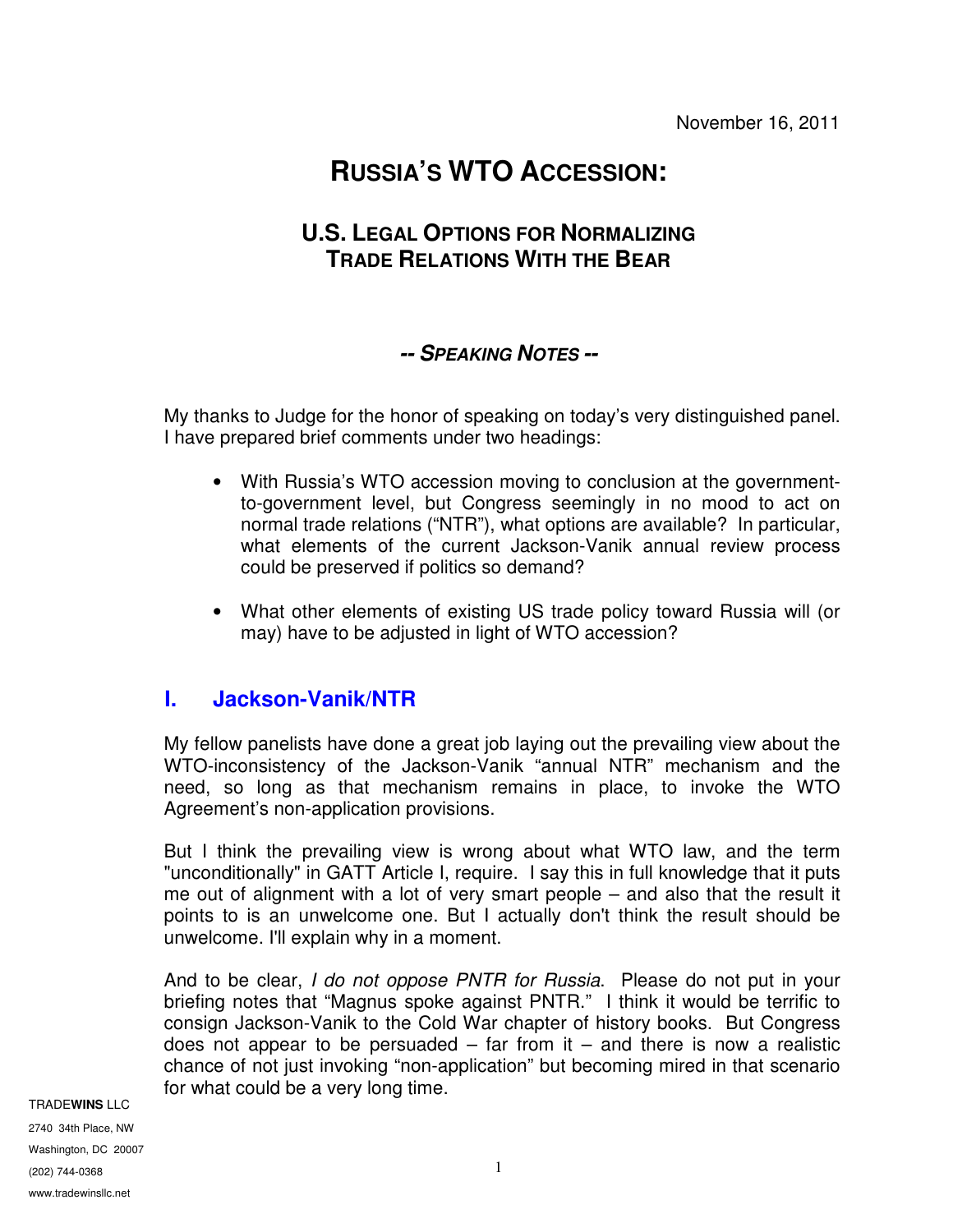November 16, 2011

# RUSSIA'S WTO ACCESSION:

## U.S. LEGAL OPTIONS FOR NORMALIZING TRADE RELATIONS WITH THE BEAR

### *-- SPEAKING NOTES --*

My thanks to Judge for the honor of speaking on today's very distinguished panel. I have prepared brief comments under two headings:

- With Russia's WTO accession moving to conclusion at the government-to-government level, but Congress seemingly in no mood to act on normal trade relations ("NTR"), what options are available? In particular, what elements of the current Jackson-Vanik annual review process could be preserved if politics so demand?

- What other elements of existing US trade policy toward Russia will (or may) have to be adjusted in light of WTO accession?

## I. Jackson-Vanik/NTR

My fellow panelists have done a great job laying out the prevailing view about the WTO-inconsistency of the Jackson-Vanik "annual NTR" mechanism and the need, so long as that mechanism remains in place, to invoke the WTO Agreement's non-application provisions.

But I think the prevailing view is wrong about what WTO law, and the term "unconditionally" in GATT Article I, require. I say this in full knowledge that it puts me out of alignment with a lot of very smart people – and also that the result it points to is an unwelcome one. But I actually don't think the result should be unwelcome. I'll explain why in a moment.

And to be clear, *I do not oppose PNTR for Russia*. Please do not put in your briefing notes that "Magnus spoke against PNTR." I think it would be terrific to consign Jackson-Vanik to the Cold War chapter of history books. But Congress does not appear to be persuaded – far from it – and there is now a realistic chance of not just invoking "non-application" but becoming mired in that scenario for what could be a very long time.

TRADE**WINS** LLC
2740 34th Place, NW
Washington, DC 20007
(202) 744-0368
www.tradewinsllc.net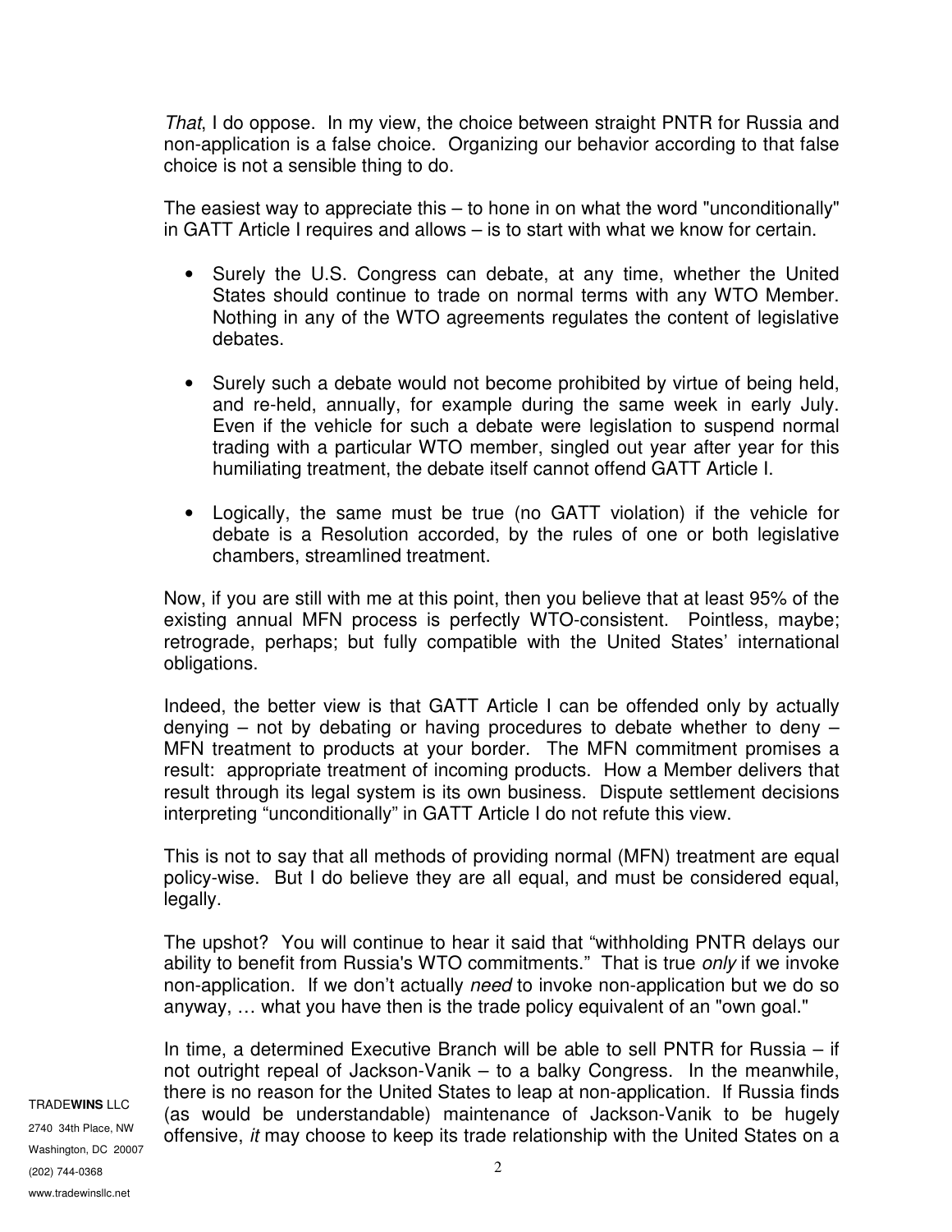*That*, I do oppose. In my view, the choice between straight PNTR for Russia and non-application is a false choice. Organizing our behavior according to that false choice is not a sensible thing to do.

The easiest way to appreciate this – to hone in on what the word "unconditionally" in GATT Article I requires and allows – is to start with what we know for certain.

- Surely the U.S. Congress can debate, at any time, whether the United States should continue to trade on normal terms with any WTO Member. Nothing in any of the WTO agreements regulates the content of legislative debates.

- Surely such a debate would not become prohibited by virtue of being held, and re-held, annually, for example during the same week in early July. Even if the vehicle for such a debate were legislation to suspend normal trading with a particular WTO member, singled out year after year for this humiliating treatment, the debate itself cannot offend GATT Article I.

- Logically, the same must be true (no GATT violation) if the vehicle for debate is a Resolution accorded, by the rules of one or both legislative chambers, streamlined treatment.

Now, if you are still with me at this point, then you believe that at least 95% of the existing annual MFN process is perfectly WTO-consistent. Pointless, maybe; retrograde, perhaps; but fully compatible with the United States' international obligations.

Indeed, the better view is that GATT Article I can be offended only by actually denying – not by debating or having procedures to debate whether to deny – MFN treatment to products at your border. The MFN commitment promises a result: appropriate treatment of incoming products. How a Member delivers that result through its legal system is its own business. Dispute settlement decisions interpreting "unconditionally" in GATT Article I do not refute this view.

This is not to say that all methods of providing normal (MFN) treatment are equal policy-wise. But I do believe they are all equal, and must be considered equal, legally.

The upshot? You will continue to hear it said that "withholding PNTR delays our ability to benefit from Russia's WTO commitments." That is true *only* if we invoke non-application. If we don't actually *need* to invoke non-application but we do so anyway, … what you have then is the trade policy equivalent of an "own goal."

In time, a determined Executive Branch will be able to sell PNTR for Russia – if not outright repeal of Jackson-Vanik – to a balky Congress. In the meanwhile, there is no reason for the United States to leap at non-application. If Russia finds (as would be understandable) maintenance of Jackson-Vanik to be hugely offensive, *it* may choose to keep its trade relationship with the United States on a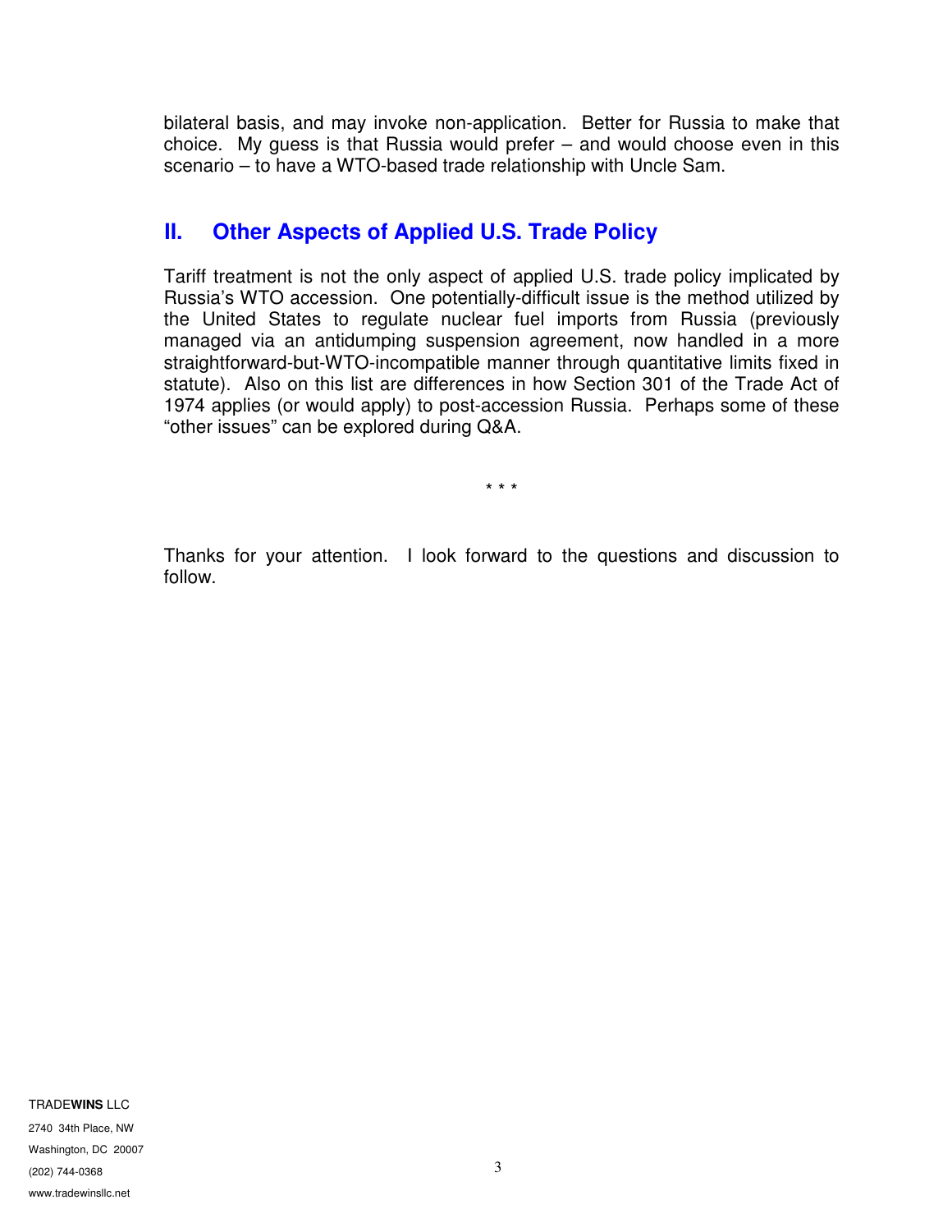bilateral basis, and may invoke non-application. Better for Russia to make that choice. My guess is that Russia would prefer – and would choose even in this scenario – to have a WTO-based trade relationship with Uncle Sam.

## II. Other Aspects of Applied U.S. Trade Policy

Tariff treatment is not the only aspect of applied U.S. trade policy implicated by Russia's WTO accession. One potentially-difficult issue is the method utilized by the United States to regulate nuclear fuel imports from Russia (previously managed via an antidumping suspension agreement, now handled in a more straightforward-but-WTO-incompatible manner through quantitative limits fixed in statute). Also on this list are differences in how Section 301 of the Trade Act of 1974 applies (or would apply) to post-accession Russia. Perhaps some of these "other issues" can be explored during Q&A.

* * *

Thanks for your attention. I look forward to the questions and discussion to follow.

TRADE**WINS** LLC
2740 34th Place, NW
Washington, DC 20007
(202) 744-0368
www.tradewinsllc.net